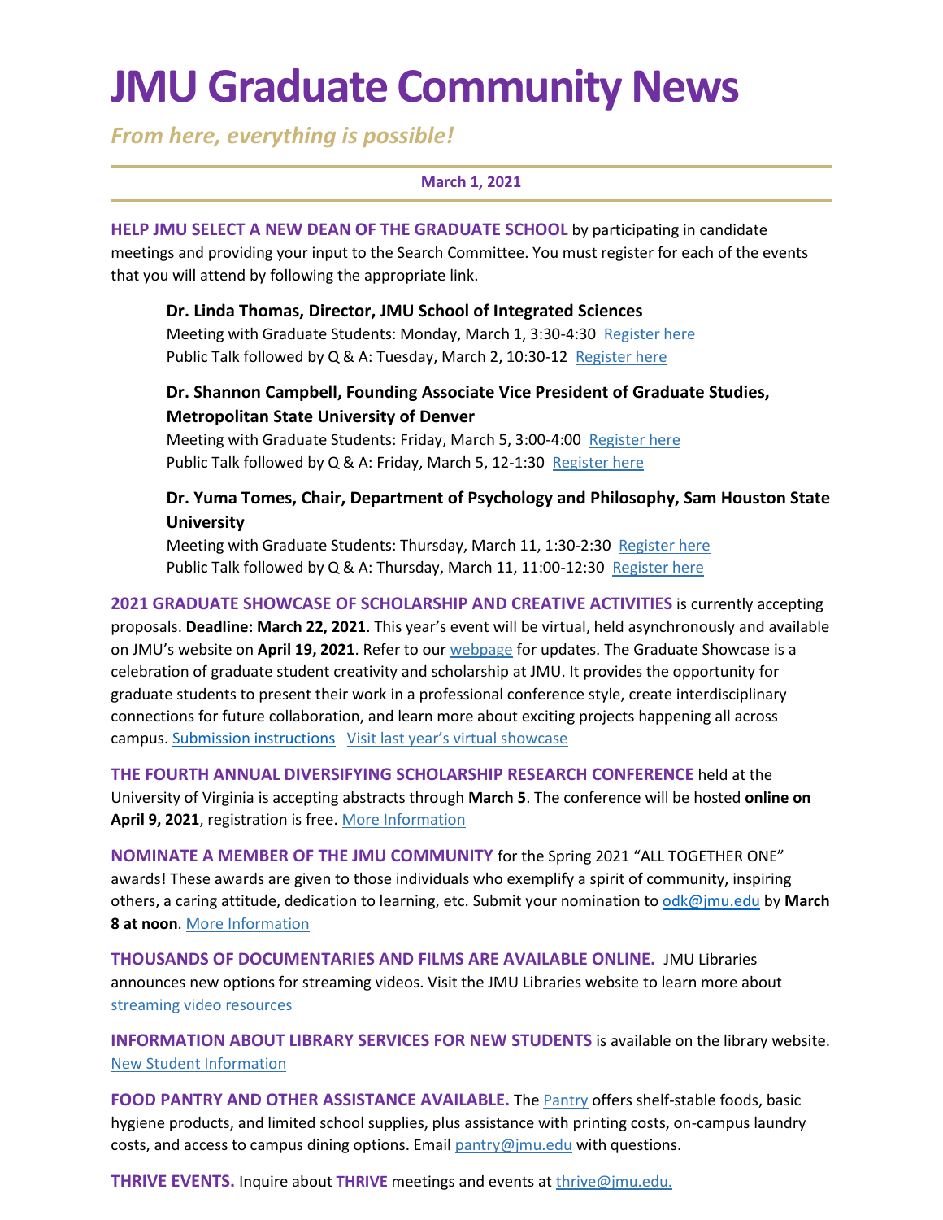# JMU Graduate Community News

*From here, everything is possible!*

**March 1, 2021**

**HELP JMU SELECT A NEW DEAN OF THE GRADUATE SCHOOL** by participating in candidate meetings and providing your input to the Search Committee. You must register for each of the events that you will attend by following the appropriate link.

**Dr. Linda Thomas, Director, JMU School of Integrated Sciences**
Meeting with Graduate Students: Monday, March 1, 3:30-4:30 Register here
Public Talk followed by Q & A: Tuesday, March 2, 10:30-12 Register here

**Dr. Shannon Campbell, Founding Associate Vice President of Graduate Studies, Metropolitan State University of Denver**
Meeting with Graduate Students: Friday, March 5, 3:00-4:00 Register here
Public Talk followed by Q & A: Friday, March 5, 12-1:30 Register here

**Dr. Yuma Tomes, Chair, Department of Psychology and Philosophy, Sam Houston State University**
Meeting with Graduate Students: Thursday, March 11, 1:30-2:30 Register here
Public Talk followed by Q & A: Thursday, March 11, 11:00-12:30 Register here

**2021 GRADUATE SHOWCASE OF SCHOLARSHIP AND CREATIVE ACTIVITIES** is currently accepting proposals. **Deadline: March 22, 2021**. This year's event will be virtual, held asynchronously and available on JMU's website on **April 19, 2021**. Refer to our webpage for updates. The Graduate Showcase is a celebration of graduate student creativity and scholarship at JMU. It provides the opportunity for graduate students to present their work in a professional conference style, create interdisciplinary connections for future collaboration, and learn more about exciting projects happening all across campus. Submission instructions Visit last year's virtual showcase

**THE FOURTH ANNUAL DIVERSIFYING SCHOLARSHIP RESEARCH CONFERENCE** held at the University of Virginia is accepting abstracts through **March 5**. The conference will be hosted **online on April 9, 2021**, registration is free. More Information

**NOMINATE A MEMBER OF THE JMU COMMUNITY** for the Spring 2021 "ALL TOGETHER ONE" awards! These awards are given to those individuals who exemplify a spirit of community, inspiring others, a caring attitude, dedication to learning, etc. Submit your nomination to odk@jmu.edu by **March 8 at noon**. More Information

**THOUSANDS OF DOCUMENTARIES AND FILMS ARE AVAILABLE ONLINE.** JMU Libraries announces new options for streaming videos. Visit the JMU Libraries website to learn more about streaming video resources

**INFORMATION ABOUT LIBRARY SERVICES FOR NEW STUDENTS** is available on the library website. New Student Information

**FOOD PANTRY AND OTHER ASSISTANCE AVAILABLE.** The Pantry offers shelf-stable foods, basic hygiene products, and limited school supplies, plus assistance with printing costs, on-campus laundry costs, and access to campus dining options. Email pantry@jmu.edu with questions.

**THRIVE EVENTS.** Inquire about **THRIVE** meetings and events at thrive@jmu.edu.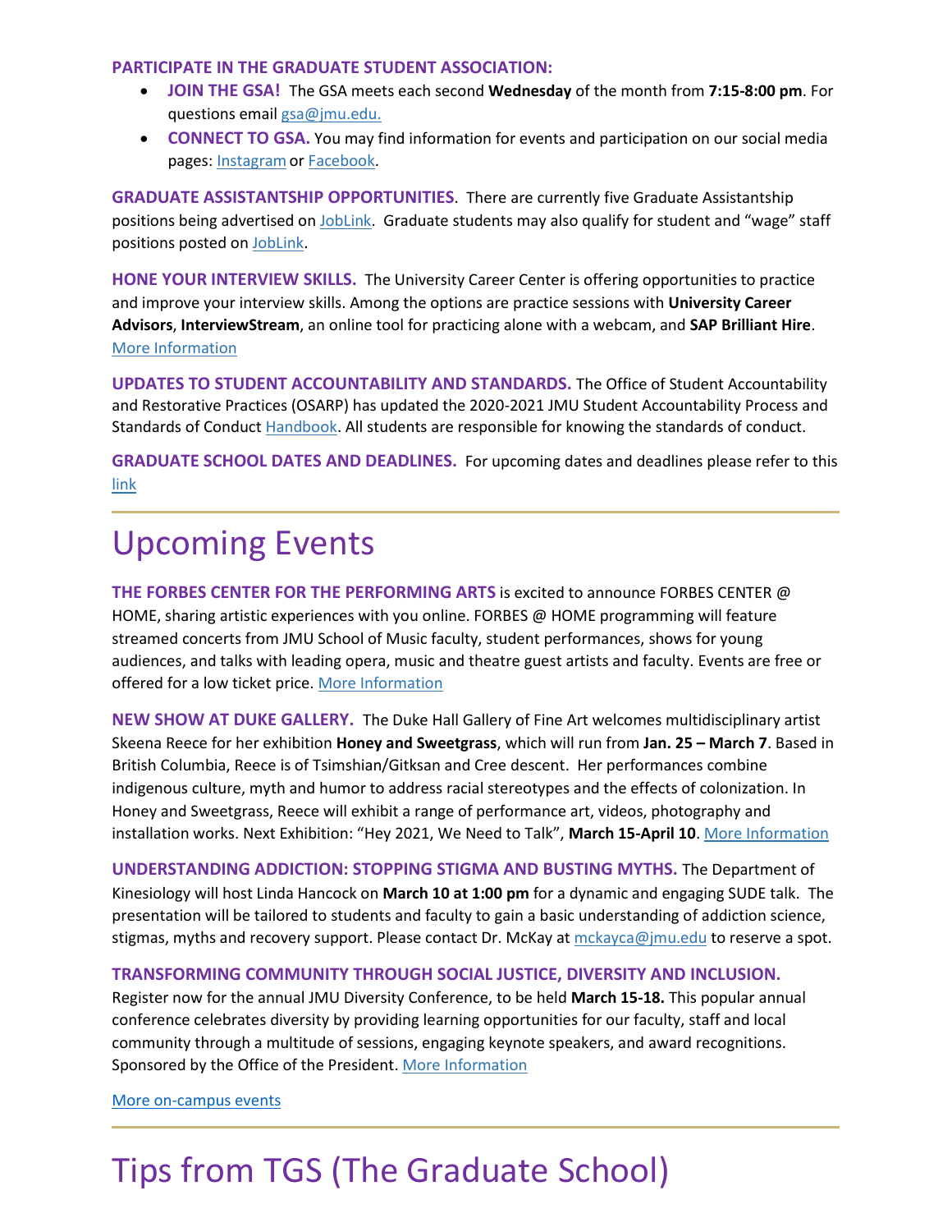**PARTICIPATE IN THE GRADUATE STUDENT ASSOCIATION:**

- **JOIN THE GSA!** The GSA meets each second **Wednesday** of the month from **7:15-8:00 pm**. For questions email gsa@jmu.edu.
- **CONNECT TO GSA.** You may find information for events and participation on our social media pages: Instagram or Facebook.

**GRADUATE ASSISTANTSHIP OPPORTUNITIES**. There are currently five Graduate Assistantship positions being advertised on JobLink. Graduate students may also qualify for student and "wage" staff positions posted on JobLink.

**HONE YOUR INTERVIEW SKILLS.** The University Career Center is offering opportunities to practice and improve your interview skills. Among the options are practice sessions with **University Career Advisors**, **InterviewStream**, an online tool for practicing alone with a webcam, and **SAP Brilliant Hire**. More Information

**UPDATES TO STUDENT ACCOUNTABILITY AND STANDARDS.** The Office of Student Accountability and Restorative Practices (OSARP) has updated the 2020-2021 JMU Student Accountability Process and Standards of Conduct Handbook. All students are responsible for knowing the standards of conduct.

**GRADUATE SCHOOL DATES AND DEADLINES.** For upcoming dates and deadlines please refer to this link

---

# Upcoming Events

**THE FORBES CENTER FOR THE PERFORMING ARTS** is excited to announce FORBES CENTER @ HOME, sharing artistic experiences with you online. FORBES @ HOME programming will feature streamed concerts from JMU School of Music faculty, student performances, shows for young audiences, and talks with leading opera, music and theatre guest artists and faculty. Events are free or offered for a low ticket price. More Information

**NEW SHOW AT DUKE GALLERY.** The Duke Hall Gallery of Fine Art welcomes multidisciplinary artist Skeena Reece for her exhibition **Honey and Sweetgrass**, which will run from **Jan. 25 – March 7**. Based in British Columbia, Reece is of Tsimshian/Gitksan and Cree descent. Her performances combine indigenous culture, myth and humor to address racial stereotypes and the effects of colonization. In Honey and Sweetgrass, Reece will exhibit a range of performance art, videos, photography and installation works. Next Exhibition: "Hey 2021, We Need to Talk", **March 15-April 10**. More Information

**UNDERSTANDING ADDICTION: STOPPING STIGMA AND BUSTING MYTHS.** The Department of Kinesiology will host Linda Hancock on **March 10 at 1:00 pm** for a dynamic and engaging SUDE talk. The presentation will be tailored to students and faculty to gain a basic understanding of addiction science, stigmas, myths and recovery support. Please contact Dr. McKay at mckayca@jmu.edu to reserve a spot.

**TRANSFORMING COMMUNITY THROUGH SOCIAL JUSTICE, DIVERSITY AND INCLUSION.** Register now for the annual JMU Diversity Conference, to be held **March 15-18.** This popular annual conference celebrates diversity by providing learning opportunities for our faculty, staff and local community through a multitude of sessions, engaging keynote speakers, and award recognitions. Sponsored by the Office of the President. More Information

More on-campus events

---

# Tips from TGS (The Graduate School)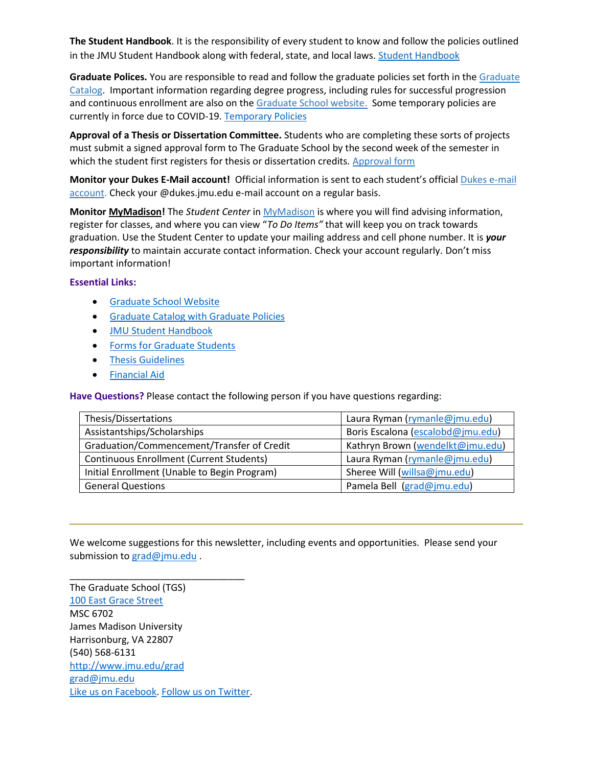**The Student Handbook**. It is the responsibility of every student to know and follow the policies outlined in the JMU Student Handbook along with federal, state, and local laws. Student Handbook

**Graduate Polices.** You are responsible to read and follow the graduate policies set forth in the Graduate Catalog. Important information regarding degree progress, including rules for successful progression and continuous enrollment are also on the Graduate School website. Some temporary policies are currently in force due to COVID-19. Temporary Policies

**Approval of a Thesis or Dissertation Committee.** Students who are completing these sorts of projects must submit a signed approval form to The Graduate School by the second week of the semester in which the student first registers for thesis or dissertation credits. Approval form

**Monitor your Dukes E-Mail account!** Official information is sent to each student's official Dukes e-mail account. Check your @dukes.jmu.edu e-mail account on a regular basis.

**Monitor MyMadison!** The *Student Center* in MyMadison is where you will find advising information, register for classes, and where you can view *"To Do Items"* that will keep you on track towards graduation. Use the Student Center to update your mailing address and cell phone number. It is ***your responsibility*** to maintain accurate contact information. Check your account regularly. Don't miss important information!

**Essential Links:**

- Graduate School Website
- Graduate Catalog with Graduate Policies
- JMU Student Handbook
- Forms for Graduate Students
- Thesis Guidelines
- Financial Aid

**Have Questions?** Please contact the following person if you have questions regarding:

| | |
|---|---|
| Thesis/Dissertations | Laura Ryman (rymanle@jmu.edu) |
| Assistantships/Scholarships | Boris Escalona (escalobd@jmu.edu) |
| Graduation/Commencement/Transfer of Credit | Kathryn Brown (wendelkt@jmu.edu) |
| Continuous Enrollment (Current Students) | Laura Ryman (rymanle@jmu.edu) |
| Initial Enrollment (Unable to Begin Program) | Sheree Will (willsa@jmu.edu) |
| General Questions | Pamela Bell (grad@jmu.edu) |

---

We welcome suggestions for this newsletter, including events and opportunities. Please send your submission to grad@jmu.edu .

________________________________

The Graduate School (TGS)
100 East Grace Street
MSC 6702
James Madison University
Harrisonburg, VA 22807
(540) 568-6131
http://www.jmu.edu/grad
grad@jmu.edu
Like us on Facebook. Follow us on Twitter.